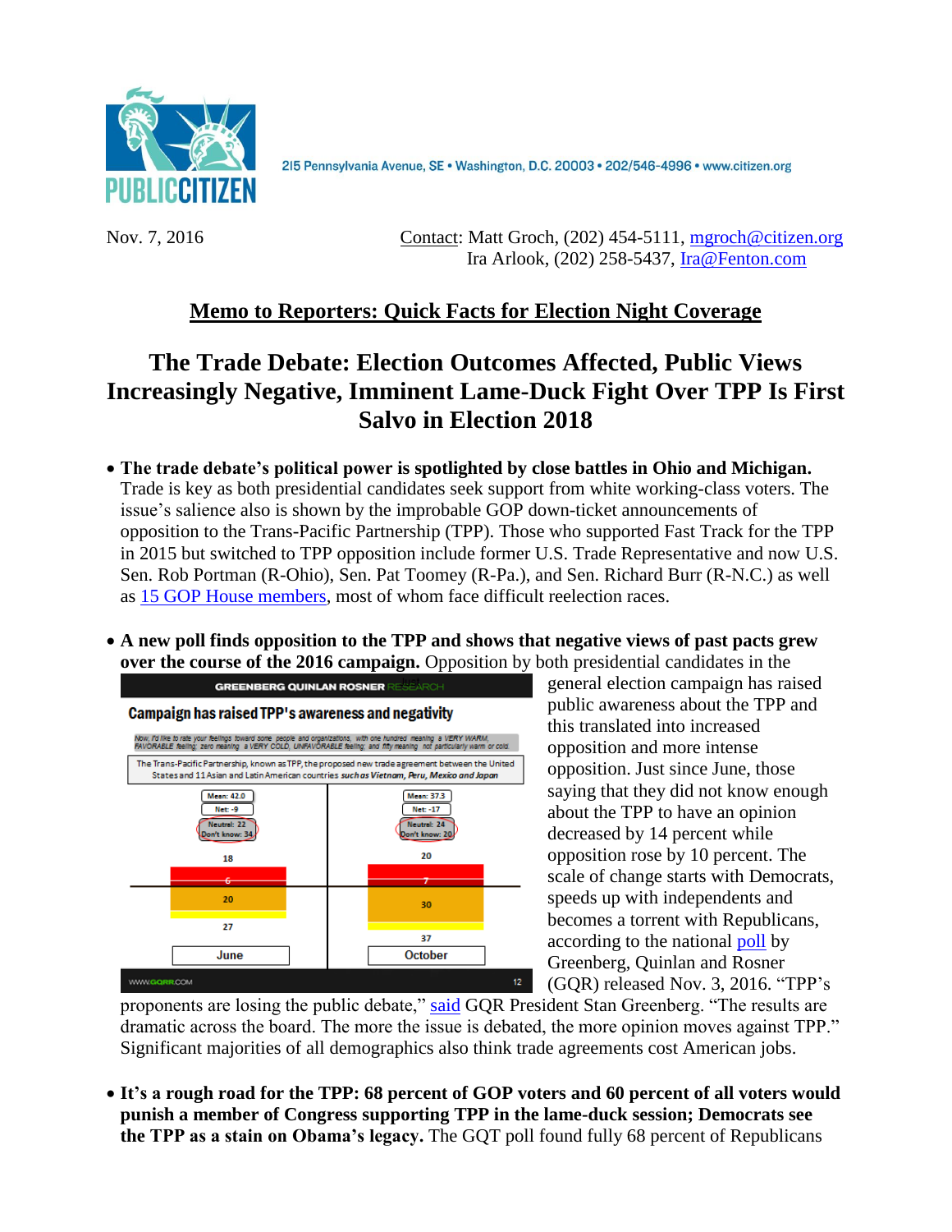PUBLIC CITIZEN

215 Pennsylvania Avenue, SE • Washington, D.C. 20003 • 202/546-4996 • www.citizen.org

Nov. 7, 2016

Contact: Matt Groch, (202) 454-5111, mgroch@citizen.org
Ira Arlook, (202) 258-5437, Ira@Fenton.com

## Memo to Reporters: Quick Facts for Election Night Coverage

# The Trade Debate: Election Outcomes Affected, Public Views Increasingly Negative, Imminent Lame-Duck Fight Over TPP Is First Salvo in Election 2018

- **The trade debate's political power is spotlighted by close battles in Ohio and Michigan.** Trade is key as both presidential candidates seek support from white working-class voters. The issue's salience also is shown by the improbable GOP down-ticket announcements of opposition to the Trans-Pacific Partnership (TPP). Those who supported Fast Track for the TPP in 2015 but switched to TPP opposition include former U.S. Trade Representative and now U.S. Sen. Rob Portman (R-Ohio), Sen. Pat Toomey (R-Pa.), and Sen. Richard Burr (R-N.C.) as well as 15 GOP House members, most of whom face difficult reelection races.

- **A new poll finds opposition to the TPP and shows that negative views of past pacts grew over the course of the 2016 campaign.** Opposition by both presidential candidates in the general election campaign has raised public awareness about the TPP and this translated into increased opposition and more intense opposition. Just since June, those saying that they did not know enough about the TPP to have an opinion decreased by 14 percent while opposition rose by 10 percent. The scale of change starts with Democrats, speeds up with independents and becomes a torrent with Republicans, according to the national poll by Greenberg, Quinlan and Rosner (GQR) released Nov. 3, 2016. "TPP's proponents are losing the public debate," said GQR President Stan Greenberg. "The results are dramatic across the board. The more the issue is debated, the more opinion moves against TPP." Significant majorities of all demographics also think trade agreements cost American jobs.

- **It's a rough road for the TPP: 68 percent of GOP voters and 60 percent of all voters would punish a member of Congress supporting TPP in the lame-duck session; Democrats see the TPP as a stain on Obama's legacy.** The GQT poll found fully 68 percent of Republicans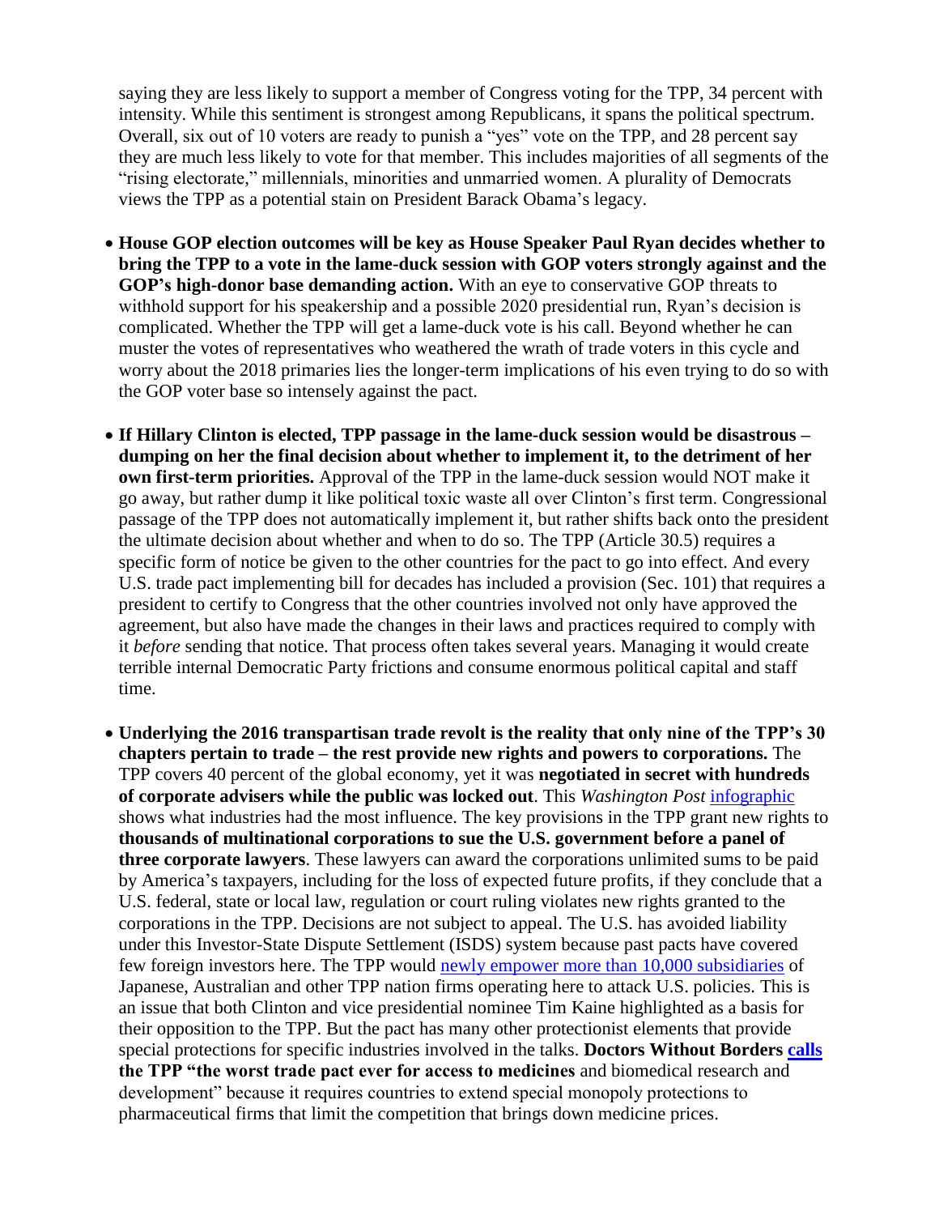saying they are less likely to support a member of Congress voting for the TPP, 34 percent with intensity. While this sentiment is strongest among Republicans, it spans the political spectrum. Overall, six out of 10 voters are ready to punish a "yes" vote on the TPP, and 28 percent say they are much less likely to vote for that member. This includes majorities of all segments of the "rising electorate," millennials, minorities and unmarried women. A plurality of Democrats views the TPP as a potential stain on President Barack Obama's legacy.

- **House GOP election outcomes will be key as House Speaker Paul Ryan decides whether to bring the TPP to a vote in the lame-duck session with GOP voters strongly against and the GOP's high-donor base demanding action.** With an eye to conservative GOP threats to withhold support for his speakership and a possible 2020 presidential run, Ryan's decision is complicated. Whether the TPP will get a lame-duck vote is his call. Beyond whether he can muster the votes of representatives who weathered the wrath of trade voters in this cycle and worry about the 2018 primaries lies the longer-term implications of his even trying to do so with the GOP voter base so intensely against the pact.

- **If Hillary Clinton is elected, TPP passage in the lame-duck session would be disastrous – dumping on her the final decision about whether to implement it, to the detriment of her own first-term priorities.** Approval of the TPP in the lame-duck session would NOT make it go away, but rather dump it like political toxic waste all over Clinton's first term. Congressional passage of the TPP does not automatically implement it, but rather shifts back onto the president the ultimate decision about whether and when to do so. The TPP (Article 30.5) requires a specific form of notice be given to the other countries for the pact to go into effect. And every U.S. trade pact implementing bill for decades has included a provision (Sec. 101) that requires a president to certify to Congress that the other countries involved not only have approved the agreement, but also have made the changes in their laws and practices required to comply with it *before* sending that notice. That process often takes several years. Managing it would create terrible internal Democratic Party frictions and consume enormous political capital and staff time.

- **Underlying the 2016 transpartisan trade revolt is the reality that only nine of the TPP's 30 chapters pertain to trade – the rest provide new rights and powers to corporations.** The TPP covers 40 percent of the global economy, yet it was **negotiated in secret with hundreds of corporate advisers while the public was locked out**. This *Washington Post* [infographic](#) shows what industries had the most influence. The key provisions in the TPP grant new rights to **thousands of multinational corporations to sue the U.S. government before a panel of three corporate lawyers**. These lawyers can award the corporations unlimited sums to be paid by America's taxpayers, including for the loss of expected future profits, if they conclude that a U.S. federal, state or local law, regulation or court ruling violates new rights granted to the corporations in the TPP. Decisions are not subject to appeal. The U.S. has avoided liability under this Investor-State Dispute Settlement (ISDS) system because past pacts have covered few foreign investors here. The TPP would [newly empower more than 10,000 subsidiaries](#) of Japanese, Australian and other TPP nation firms operating here to attack U.S. policies. This is an issue that both Clinton and vice presidential nominee Tim Kaine highlighted as a basis for their opposition to the TPP. But the pact has many other protectionist elements that provide special protections for specific industries involved in the talks. **Doctors Without Borders [calls](#) the TPP "the worst trade pact ever for access to medicines** and biomedical research and development" because it requires countries to extend special monopoly protections to pharmaceutical firms that limit the competition that brings down medicine prices.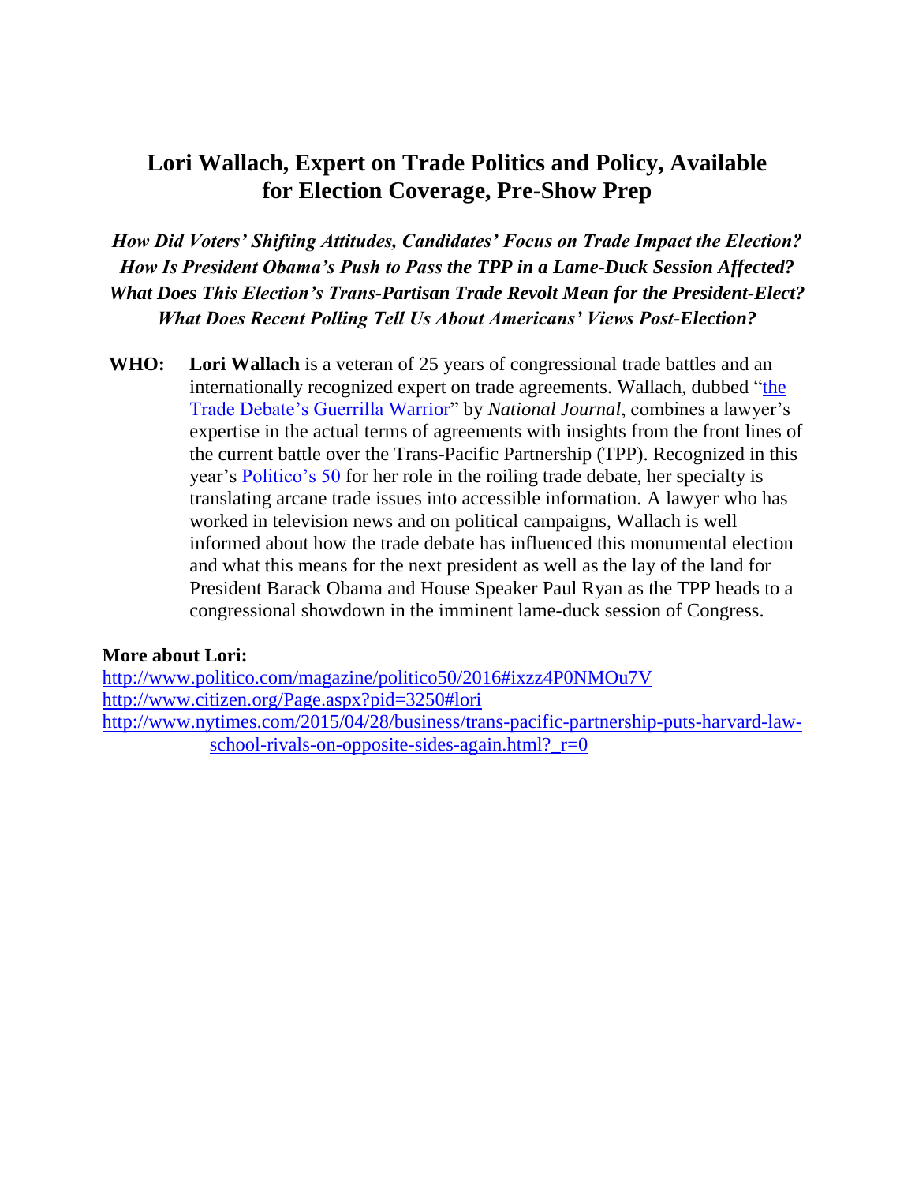# Lori Wallach, Expert on Trade Politics and Policy, Available for Election Coverage, Pre-Show Prep

***How Did Voters' Shifting Attitudes, Candidates' Focus on Trade Impact the Election?***
***How Is President Obama's Push to Pass the TPP in a Lame-Duck Session Affected?***
***What Does This Election's Trans-Partisan Trade Revolt Mean for the President-Elect?***
***What Does Recent Polling Tell Us About Americans' Views Post-Election?***

**WHO:** **Lori Wallach** is a veteran of 25 years of congressional trade battles and an internationally recognized expert on trade agreements. Wallach, dubbed "the Trade Debate's Guerrilla Warrior" by *National Journal*, combines a lawyer's expertise in the actual terms of agreements with insights from the front lines of the current battle over the Trans-Pacific Partnership (TPP). Recognized in this year's Politico's 50 for her role in the roiling trade debate, her specialty is translating arcane trade issues into accessible information. A lawyer who has worked in television news and on political campaigns, Wallach is well informed about how the trade debate has influenced this monumental election and what this means for the next president as well as the lay of the land for President Barack Obama and House Speaker Paul Ryan as the TPP heads to a congressional showdown in the imminent lame-duck session of Congress.

**More about Lori:**

http://www.politico.com/magazine/politico50/2016#ixzz4P0NMOu7V
http://www.citizen.org/Page.aspx?pid=3250#lori
http://www.nytimes.com/2015/04/28/business/trans-pacific-partnership-puts-harvard-law-school-rivals-on-opposite-sides-again.html?_r=0